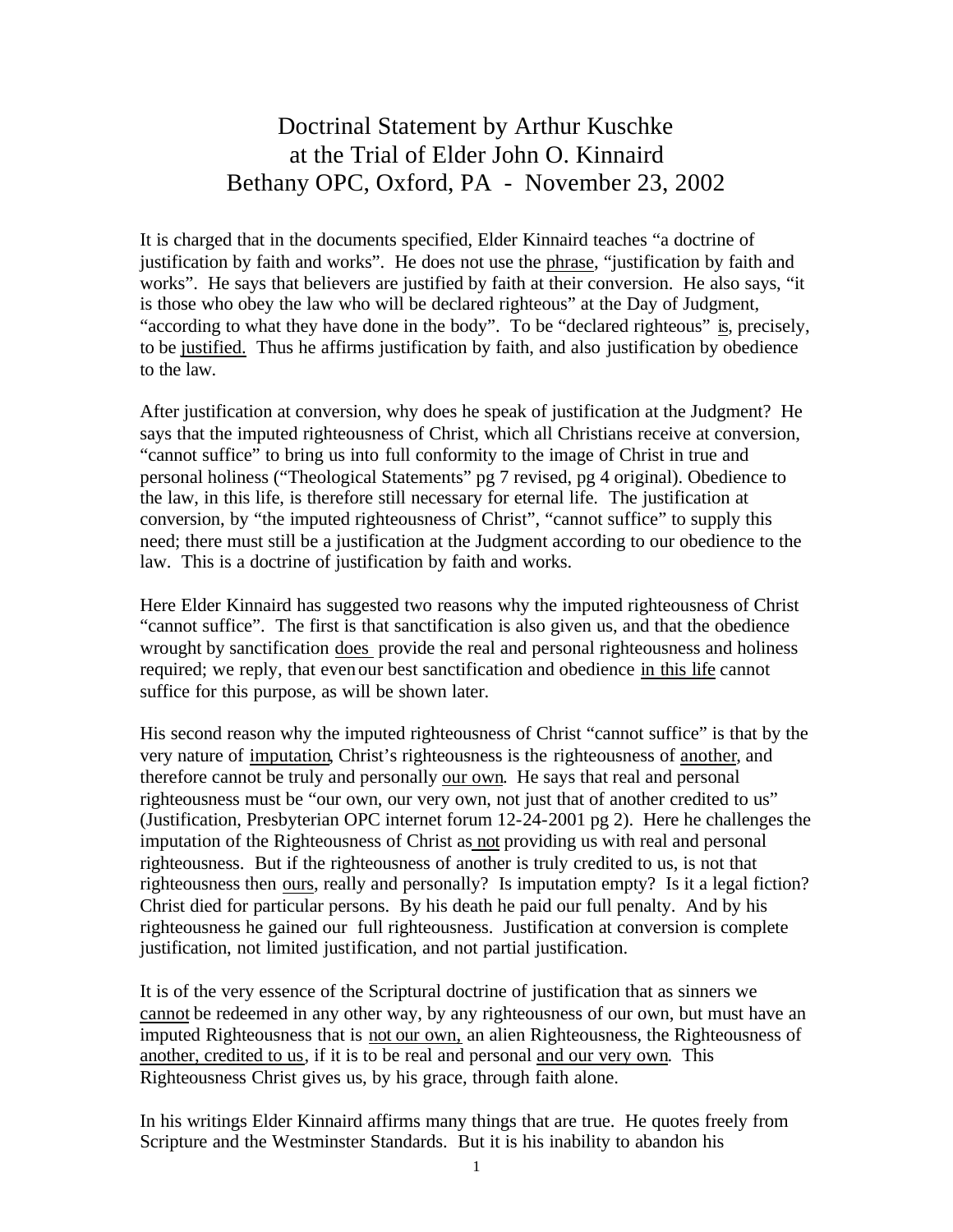# Doctrinal Statement by Arthur Kuschke at the Trial of Elder John O. Kinnaird Bethany OPC, Oxford, PA - November 23, 2002

It is charged that in the documents specified, Elder Kinnaird teaches "a doctrine of justification by faith and works". He does not use the <u>phrase</u>, "justification by faith and works". He says that believers are justified by faith at their conversion. He also says, "it is those who obey the law who will be declared righteous" at the Day of Judgment, "according to what they have done in the body". To be "declared righteous" <u>is</u>, precisely, to be <u>justified.</u> Thus he affirms justification by faith, and also justification by obedience to the law.

After justification at conversion, why does he speak of justification at the Judgment? He says that the imputed righteousness of Christ, which all Christians receive at conversion, "cannot suffice" to bring us into full conformity to the image of Christ in true and personal holiness ("Theological Statements" pg 7 revised, pg 4 original). Obedience to the law, in this life, is therefore still necessary for eternal life. The justification at conversion, by "the imputed righteousness of Christ", "cannot suffice" to supply this need; there must still be a justification at the Judgment according to our obedience to the law. This is a doctrine of justification by faith and works.

Here Elder Kinnaird has suggested two reasons why the imputed righteousness of Christ "cannot suffice". The first is that sanctification is also given us, and that the obedience wrought by sanctification <u>does</u> provide the real and personal righteousness and holiness required; we reply, that even our best sanctification and obedience <u>in this life</u> cannot suffice for this purpose, as will be shown later.

His second reason why the imputed righteousness of Christ "cannot suffice" is that by the very nature of <u>imputation</u>, Christ's righteousness is the righteousness of <u>another</u>, and therefore cannot be truly and personally <u>our own</u>. He says that real and personal righteousness must be "our own, our very own, not just that of another credited to us" (Justification, Presbyterian OPC internet forum 12-24-2001 pg 2). Here he challenges the imputation of the Righteousness of Christ as <u>not</u> providing us with real and personal righteousness. But if the righteousness of another is truly credited to us, is not that righteousness then <u>ours</u>, really and personally? Is imputation empty? Is it a legal fiction? Christ died for particular persons. By his death he paid our full penalty. And by his righteousness he gained our full righteousness. Justification at conversion is complete justification, not limited justification, and not partial justification.

It is of the very essence of the Scriptural doctrine of justification that as sinners we <u>cannot</u> be redeemed in any other way, by any righteousness of our own, but must have an imputed Righteousness that is <u>not our own,</u> an alien Righteousness, the Righteousness of <u>another, credited to us</u>, if it is to be real and personal <u>and our very own</u>. This Righteousness Christ gives us, by his grace, through faith alone.

In his writings Elder Kinnaird affirms many things that are true. He quotes freely from Scripture and the Westminster Standards. But it is his inability to abandon his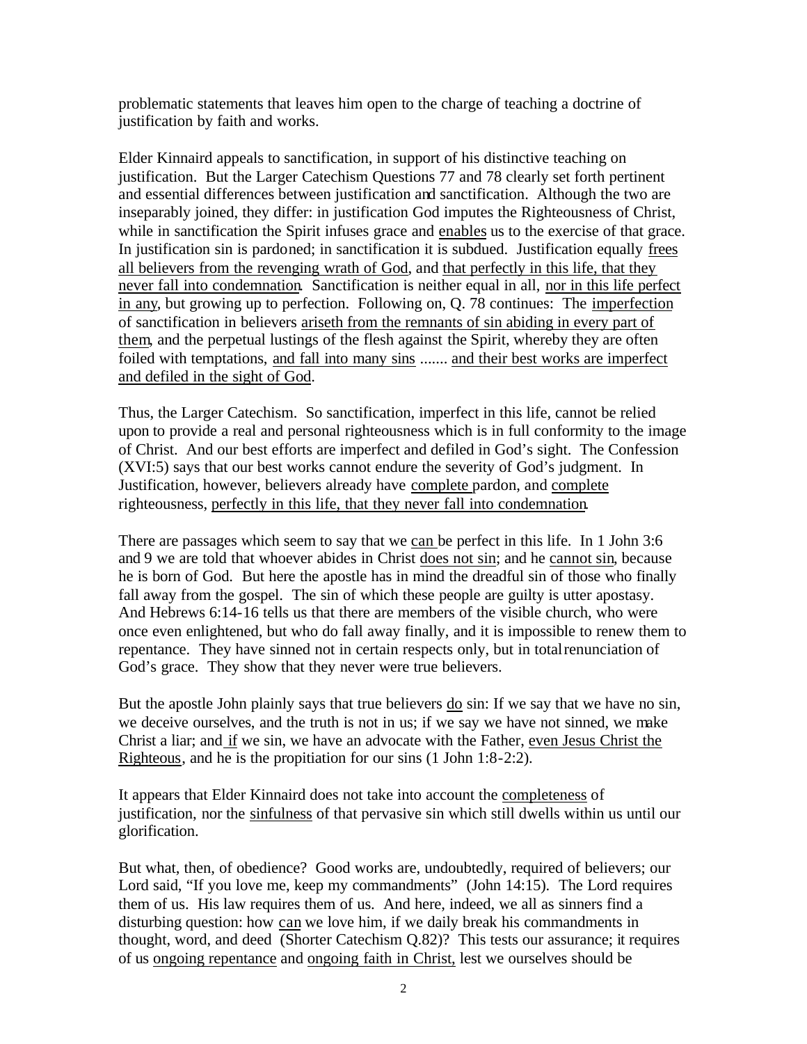problematic statements that leaves him open to the charge of teaching a doctrine of justification by faith and works.

Elder Kinnaird appeals to sanctification, in support of his distinctive teaching on justification. But the Larger Catechism Questions 77 and 78 clearly set forth pertinent and essential differences between justification and sanctification. Although the two are inseparably joined, they differ: in justification God imputes the Righteousness of Christ, while in sanctification the Spirit infuses grace and <u>enables</u> us to the exercise of that grace. In justification sin is pardoned; in sanctification it is subdued. Justification equally <u>frees all believers from the revenging wrath of God</u>, and <u>that perfectly in this life, that they never fall into condemnation</u>. Sanctification is neither equal in all, <u>nor in this life perfect in any</u>, but growing up to perfection. Following on, Q. 78 continues: The <u>imperfection</u> of sanctification in believers <u>ariseth from the remnants of sin abiding in every part of them</u>, and the perpetual lustings of the flesh against the Spirit, whereby they are often foiled with temptations, <u>and fall into many sins</u> ....... <u>and their best works are imperfect and defiled in the sight of God</u>.

Thus, the Larger Catechism. So sanctification, imperfect in this life, cannot be relied upon to provide a real and personal righteousness which is in full conformity to the image of Christ. And our best efforts are imperfect and defiled in God's sight. The Confession (XVI:5) says that our best works cannot endure the severity of God's judgment. In Justification, however, believers already have <u>complete</u> pardon, and <u>complete</u> righteousness, <u>perfectly in this life, that they never fall into condemnation</u>.

There are passages which seem to say that we <u>can</u> be perfect in this life. In 1 John 3:6 and 9 we are told that whoever abides in Christ <u>does not sin</u>; and he <u>cannot sin</u>, because he is born of God. But here the apostle has in mind the dreadful sin of those who finally fall away from the gospel. The sin of which these people are guilty is utter apostasy. And Hebrews 6:14-16 tells us that there are members of the visible church, who were once even enlightened, but who do fall away finally, and it is impossible to renew them to repentance. They have sinned not in certain respects only, but in total renunciation of God's grace. They show that they never were true believers.

But the apostle John plainly says that true believers <u>do</u> sin: If we say that we have no sin, we deceive ourselves, and the truth is not in us; if we say we have not sinned, we make Christ a liar; and <u>if</u> we sin, we have an advocate with the Father, <u>even Jesus Christ the Righteous</u>, and he is the propitiation for our sins (1 John 1:8-2:2).

It appears that Elder Kinnaird does not take into account the <u>completeness</u> of justification, nor the <u>sinfulness</u> of that pervasive sin which still dwells within us until our glorification.

But what, then, of obedience? Good works are, undoubtedly, required of believers; our Lord said, "If you love me, keep my commandments" (John 14:15). The Lord requires them of us. His law requires them of us. And here, indeed, we all as sinners find a disturbing question: how <u>can</u> we love him, if we daily break his commandments in thought, word, and deed (Shorter Catechism Q.82)? This tests our assurance; it requires of us <u>ongoing repentance</u> and <u>ongoing faith in Christ,</u> lest we ourselves should be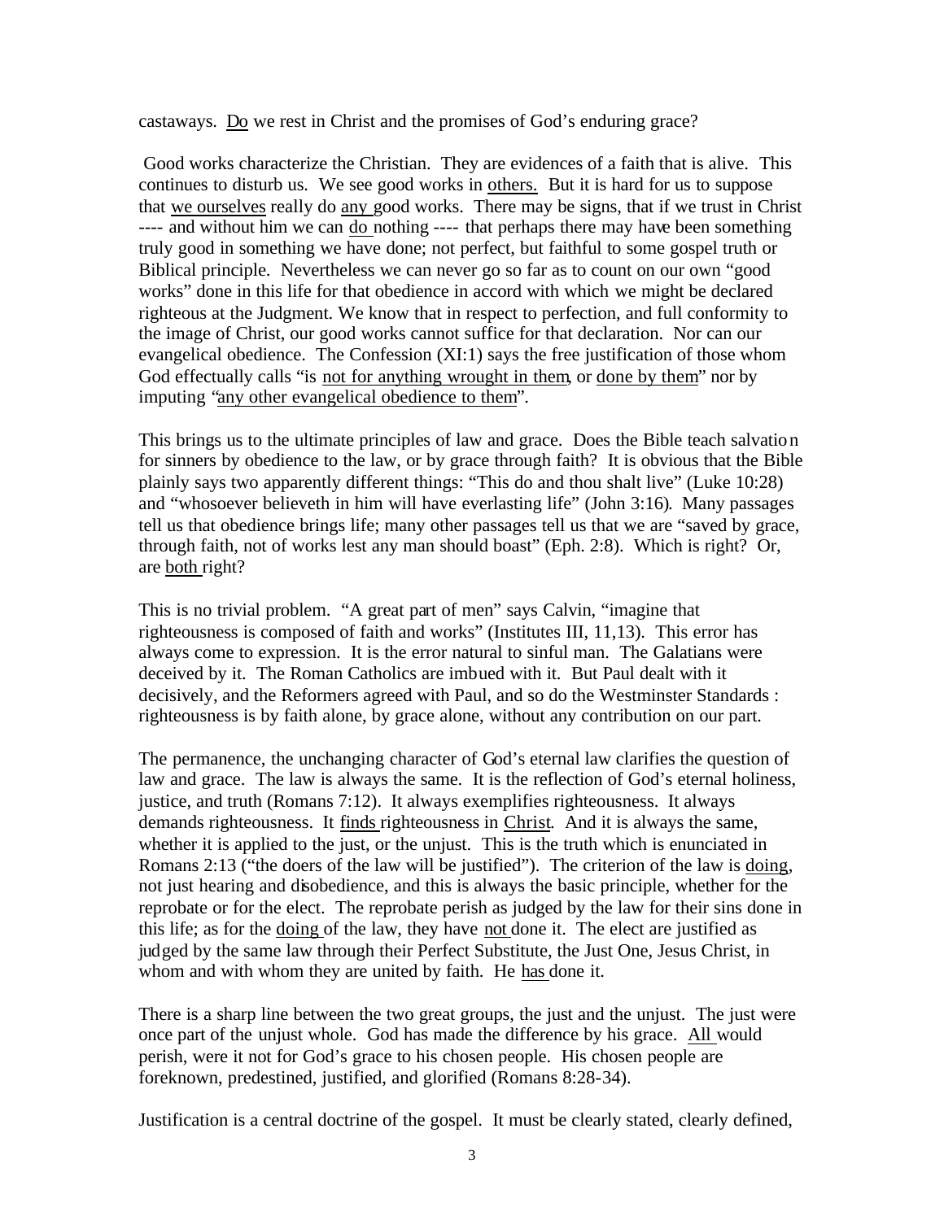castaways. <u>Do</u> we rest in Christ and the promises of God's enduring grace?

Good works characterize the Christian. They are evidences of a faith that is alive. This continues to disturb us. We see good works in <u>others.</u> But it is hard for us to suppose that <u>we ourselves</u> really do <u>any</u> good works. There may be signs, that if we trust in Christ ---- and without him we can <u>do</u> nothing ---- that perhaps there may have been something truly good in something we have done; not perfect, but faithful to some gospel truth or Biblical principle. Nevertheless we can never go so far as to count on our own "good works" done in this life for that obedience in accord with which we might be declared righteous at the Judgment. We know that in respect to perfection, and full conformity to the image of Christ, our good works cannot suffice for that declaration. Nor can our evangelical obedience. The Confession (XI:1) says the free justification of those whom God effectually calls "is <u>not for anything wrought in them</u>, or <u>done by them</u>" nor by imputing "<u>any other evangelical obedience to them</u>".

This brings us to the ultimate principles of law and grace. Does the Bible teach salvation for sinners by obedience to the law, or by grace through faith? It is obvious that the Bible plainly says two apparently different things: "This do and thou shalt live" (Luke 10:28) and "whosoever believeth in him will have everlasting life" (John 3:16). Many passages tell us that obedience brings life; many other passages tell us that we are "saved by grace, through faith, not of works lest any man should boast" (Eph. 2:8). Which is right? Or, are <u>both</u> right?

This is no trivial problem. "A great part of men" says Calvin, "imagine that righteousness is composed of faith and works" (Institutes III, 11,13). This error has always come to expression. It is the error natural to sinful man. The Galatians were deceived by it. The Roman Catholics are imbued with it. But Paul dealt with it decisively, and the Reformers agreed with Paul, and so do the Westminster Standards : righteousness is by faith alone, by grace alone, without any contribution on our part.

The permanence, the unchanging character of God's eternal law clarifies the question of law and grace. The law is always the same. It is the reflection of God's eternal holiness, justice, and truth (Romans 7:12). It always exemplifies righteousness. It always demands righteousness. It <u>finds</u> righteousness in <u>Christ</u>. And it is always the same, whether it is applied to the just, or the unjust. This is the truth which is enunciated in Romans 2:13 ("the doers of the law will be justified"). The criterion of the law is <u>doing</u>, not just hearing and disobedience, and this is always the basic principle, whether for the reprobate or for the elect. The reprobate perish as judged by the law for their sins done in this life; as for the <u>doing</u> of the law, they have <u>not</u> done it. The elect are justified as judged by the same law through their Perfect Substitute, the Just One, Jesus Christ, in whom and with whom they are united by faith. He <u>has</u> done it.

There is a sharp line between the two great groups, the just and the unjust. The just were once part of the unjust whole. God has made the difference by his grace. <u>All</u> would perish, were it not for God's grace to his chosen people. His chosen people are foreknown, predestined, justified, and glorified (Romans 8:28-34).

Justification is a central doctrine of the gospel. It must be clearly stated, clearly defined,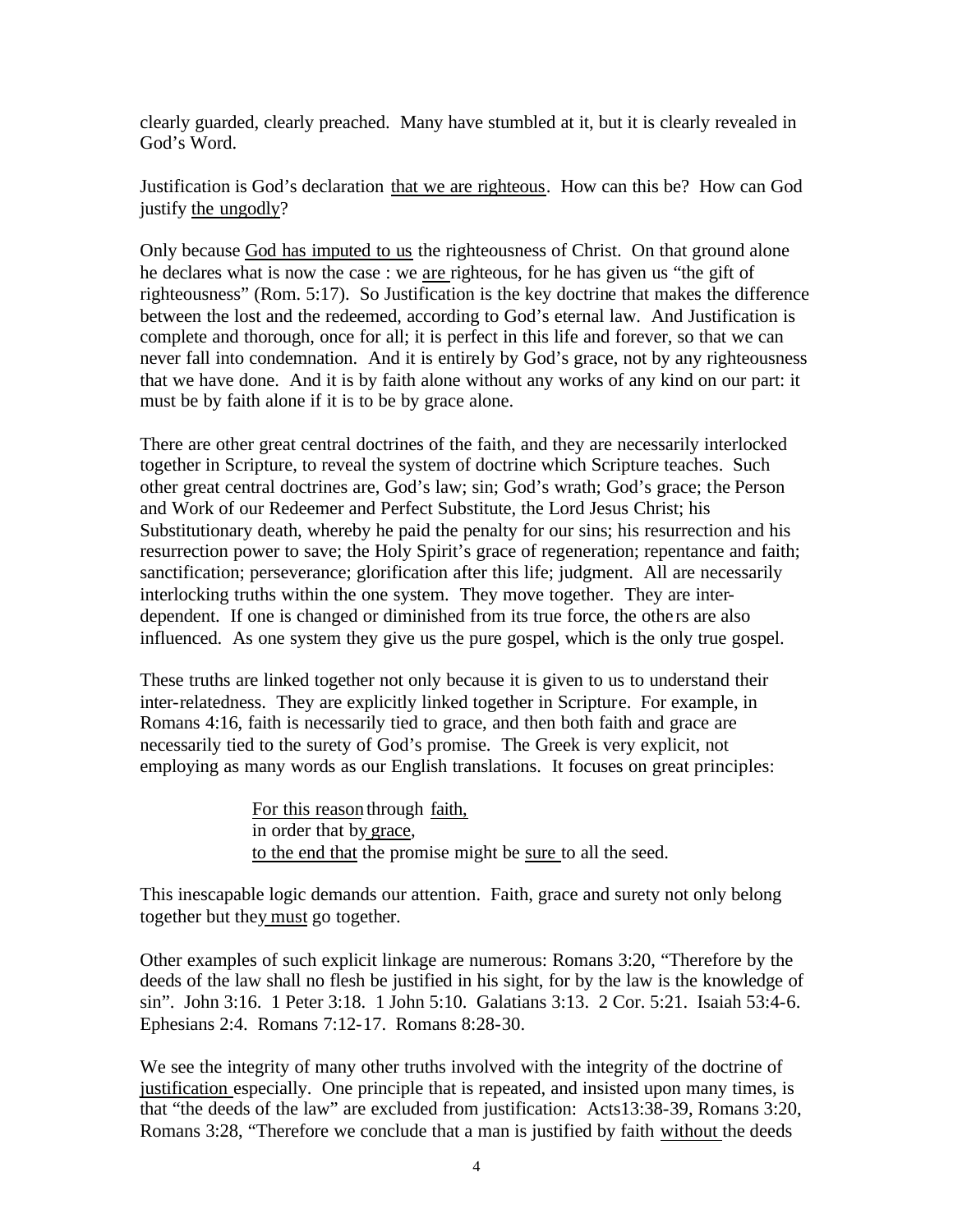clearly guarded, clearly preached. Many have stumbled at it, but it is clearly revealed in God's Word.

Justification is God's declaration <u>that we are righteous</u>. How can this be? How can God justify <u>the ungodly</u>?

Only because <u>God has imputed to us</u> the righteousness of Christ. On that ground alone he declares what is now the case : we <u>are</u> righteous, for he has given us "the gift of righteousness" (Rom. 5:17). So Justification is the key doctrine that makes the difference between the lost and the redeemed, according to God's eternal law. And Justification is complete and thorough, once for all; it is perfect in this life and forever, so that we can never fall into condemnation. And it is entirely by God's grace, not by any righteousness that we have done. And it is by faith alone without any works of any kind on our part: it must be by faith alone if it is to be by grace alone.

There are other great central doctrines of the faith, and they are necessarily interlocked together in Scripture, to reveal the system of doctrine which Scripture teaches. Such other great central doctrines are, God's law; sin; God's wrath; God's grace; the Person and Work of our Redeemer and Perfect Substitute, the Lord Jesus Christ; his Substitutionary death, whereby he paid the penalty for our sins; his resurrection and his resurrection power to save; the Holy Spirit's grace of regeneration; repentance and faith; sanctification; perseverance; glorification after this life; judgment. All are necessarily interlocking truths within the one system. They move together. They are inter-dependent. If one is changed or diminished from its true force, the others are also influenced. As one system they give us the pure gospel, which is the only true gospel.

These truths are linked together not only because it is given to us to understand their inter-relatedness. They are explicitly linked together in Scripture. For example, in Romans 4:16, faith is necessarily tied to grace, and then both faith and grace are necessarily tied to the surety of God's promise. The Greek is very explicit, not employing as many words as our English translations. It focuses on great principles:

> <u>For this reason</u> through <u>faith,</u>
> in order that by <u>grace</u>,
> <u>to the end that</u> the promise might be <u>sure</u> to all the seed.

This inescapable logic demands our attention. Faith, grace and surety not only belong together but they <u>must</u> go together.

Other examples of such explicit linkage are numerous: Romans 3:20, "Therefore by the deeds of the law shall no flesh be justified in his sight, for by the law is the knowledge of sin". John 3:16. 1 Peter 3:18. 1 John 5:10. Galatians 3:13. 2 Cor. 5:21. Isaiah 53:4-6. Ephesians 2:4. Romans 7:12-17. Romans 8:28-30.

We see the integrity of many other truths involved with the integrity of the doctrine of <u>justification</u> especially. One principle that is repeated, and insisted upon many times, is that "the deeds of the law" are excluded from justification: Acts13:38-39, Romans 3:20, Romans 3:28, "Therefore we conclude that a man is justified by faith <u>without</u> the deeds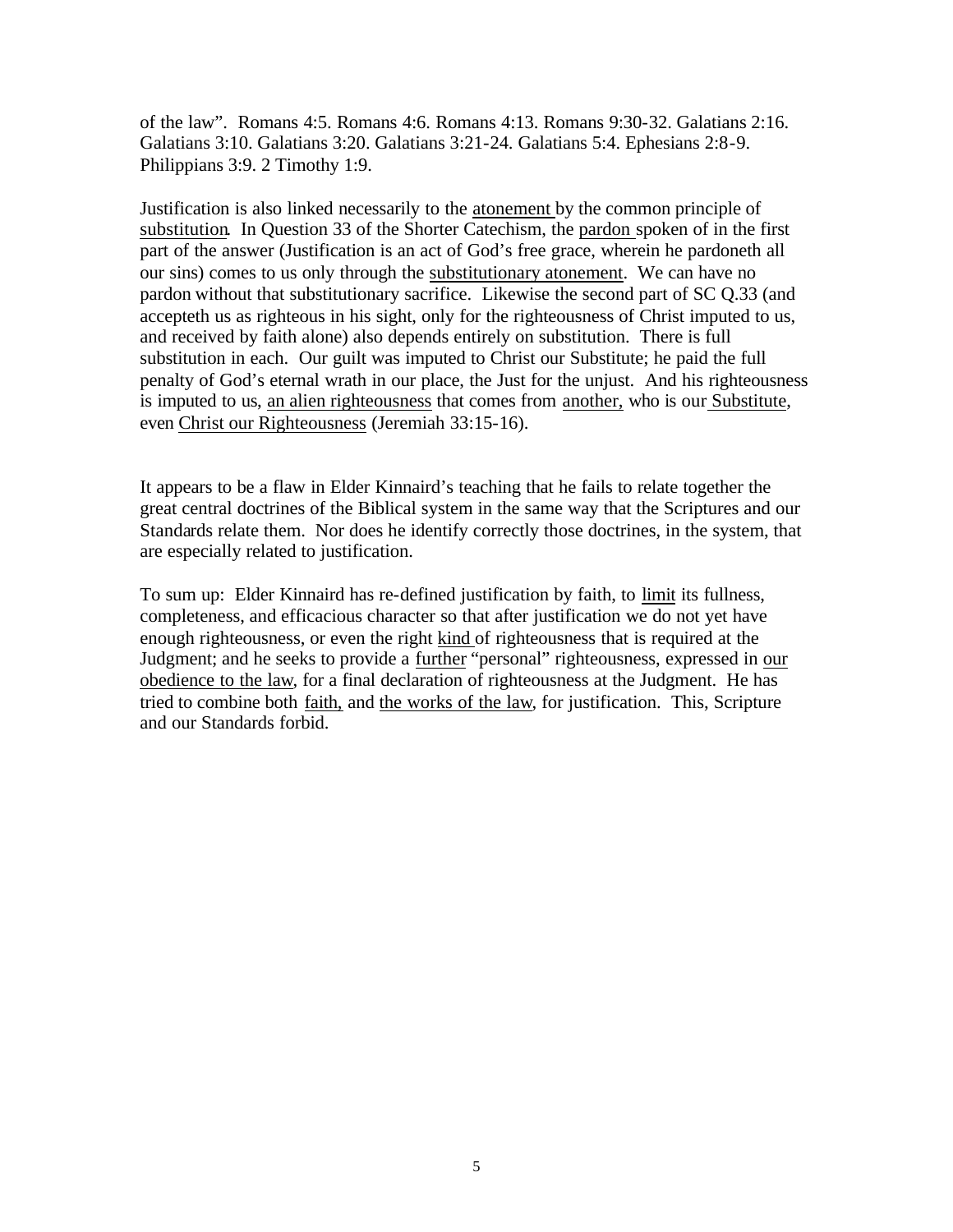of the law". Romans 4:5. Romans 4:6. Romans 4:13. Romans 9:30-32. Galatians 2:16. Galatians 3:10. Galatians 3:20. Galatians 3:21-24. Galatians 5:4. Ephesians 2:8-9. Philippians 3:9. 2 Timothy 1:9.

Justification is also linked necessarily to the atonement by the common principle of substitution. In Question 33 of the Shorter Catechism, the pardon spoken of in the first part of the answer (Justification is an act of God's free grace, wherein he pardoneth all our sins) comes to us only through the substitutionary atonement. We can have no pardon without that substitutionary sacrifice. Likewise the second part of SC Q.33 (and accepteth us as righteous in his sight, only for the righteousness of Christ imputed to us, and received by faith alone) also depends entirely on substitution. There is full substitution in each. Our guilt was imputed to Christ our Substitute; he paid the full penalty of God's eternal wrath in our place, the Just for the unjust. And his righteousness is imputed to us, an alien righteousness that comes from another, who is our Substitute, even Christ our Righteousness (Jeremiah 33:15-16).

It appears to be a flaw in Elder Kinnaird's teaching that he fails to relate together the great central doctrines of the Biblical system in the same way that the Scriptures and our Standards relate them. Nor does he identify correctly those doctrines, in the system, that are especially related to justification.

To sum up: Elder Kinnaird has re-defined justification by faith, to limit its fullness, completeness, and efficacious character so that after justification we do not yet have enough righteousness, or even the right kind of righteousness that is required at the Judgment; and he seeks to provide a further "personal" righteousness, expressed in our obedience to the law, for a final declaration of righteousness at the Judgment. He has tried to combine both faith, and the works of the law, for justification. This, Scripture and our Standards forbid.